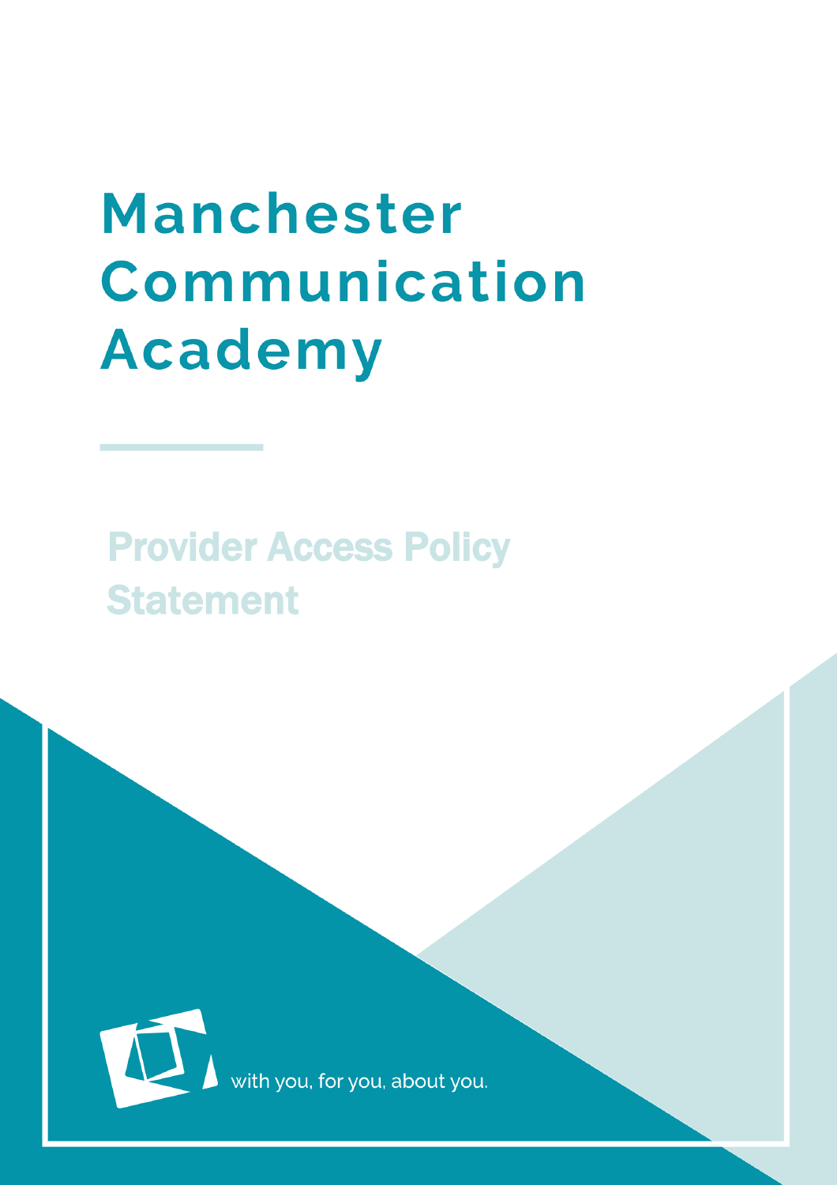# Manchester Communication Academy

## Provider Access Policy Statement

with you, for you, about you.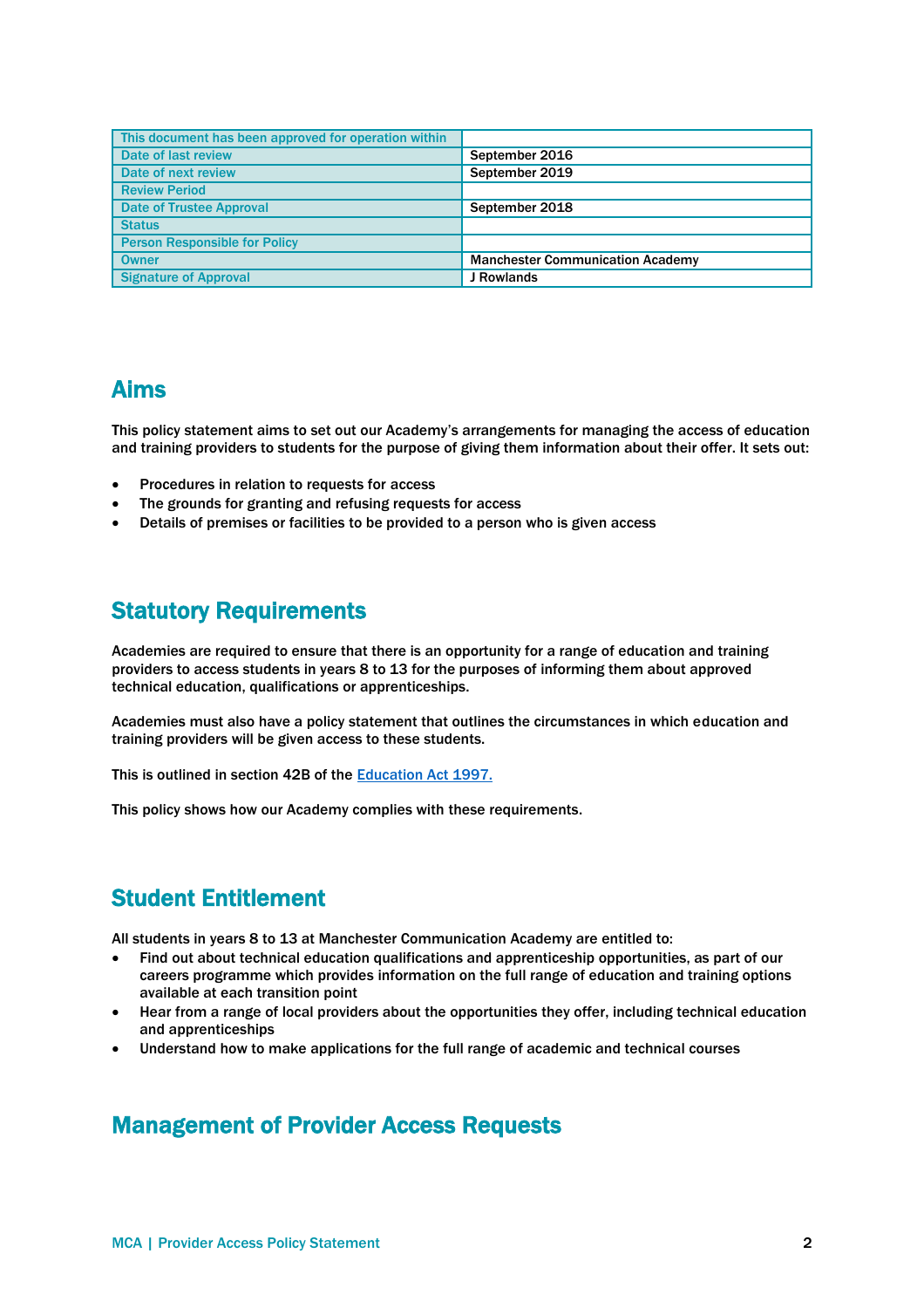| | |
|---|---|
| This document has been approved for operation within | |
| Date of last review | September 2016 |
| Date of next review | September 2019 |
| Review Period | |
| Date of Trustee Approval | September 2018 |
| Status | |
| Person Responsible for Policy | |
| Owner | Manchester Communication Academy |
| Signature of Approval | J Rowlands |

## Aims

This policy statement aims to set out our Academy's arrangements for managing the access of education and training providers to students for the purpose of giving them information about their offer. It sets out:

- Procedures in relation to requests for access
- The grounds for granting and refusing requests for access
- Details of premises or facilities to be provided to a person who is given access

## Statutory Requirements

Academies are required to ensure that there is an opportunity for a range of education and training providers to access students in years 8 to 13 for the purposes of informing them about approved technical education, qualifications or apprenticeships.

Academies must also have a policy statement that outlines the circumstances in which education and training providers will be given access to these students.

This is outlined in section 42B of the Education Act 1997.

This policy shows how our Academy complies with these requirements.

## Student Entitlement

All students in years 8 to 13 at Manchester Communication Academy are entitled to:

- Find out about technical education qualifications and apprenticeship opportunities, as part of our careers programme which provides information on the full range of education and training options available at each transition point
- Hear from a range of local providers about the opportunities they offer, including technical education and apprenticeships
- Understand how to make applications for the full range of academic and technical courses

## Management of Provider Access Requests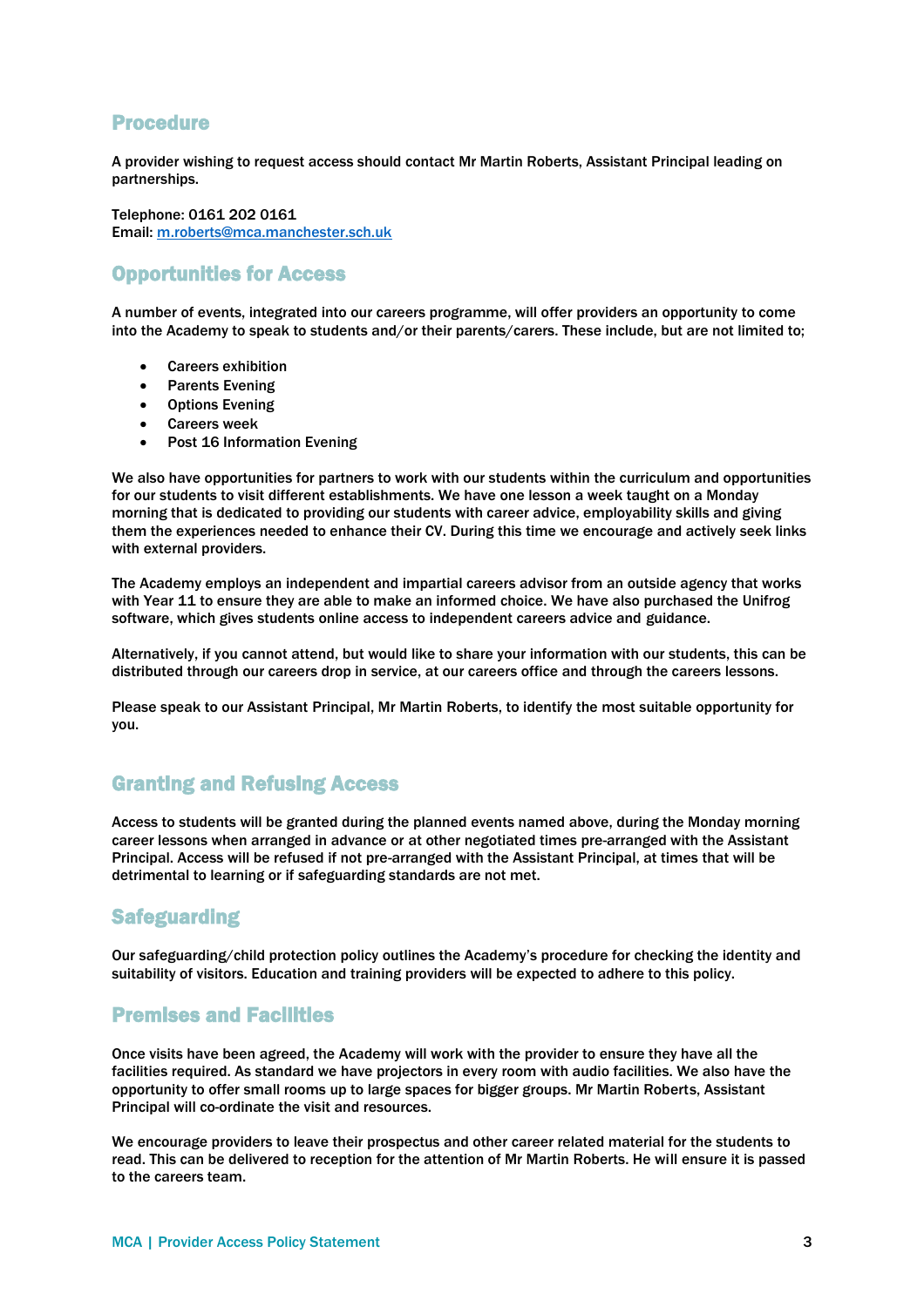## Procedure

A provider wishing to request access should contact Mr Martin Roberts, Assistant Principal leading on partnerships.

Telephone: 0161 202 0161
Email: m.roberts@mca.manchester.sch.uk

## Opportunities for Access

A number of events, integrated into our careers programme, will offer providers an opportunity to come into the Academy to speak to students and/or their parents/carers. These include, but are not limited to;

- Careers exhibition
- Parents Evening
- Options Evening
- Careers week
- Post 16 Information Evening

We also have opportunities for partners to work with our students within the curriculum and opportunities for our students to visit different establishments. We have one lesson a week taught on a Monday morning that is dedicated to providing our students with career advice, employability skills and giving them the experiences needed to enhance their CV. During this time we encourage and actively seek links with external providers.

The Academy employs an independent and impartial careers advisor from an outside agency that works with Year 11 to ensure they are able to make an informed choice. We have also purchased the Unifrog software, which gives students online access to independent careers advice and guidance.

Alternatively, if you cannot attend, but would like to share your information with our students, this can be distributed through our careers drop in service, at our careers office and through the careers lessons.

Please speak to our Assistant Principal, Mr Martin Roberts, to identify the most suitable opportunity for you.

## Granting and Refusing Access

Access to students will be granted during the planned events named above, during the Monday morning career lessons when arranged in advance or at other negotiated times pre-arranged with the Assistant Principal. Access will be refused if not pre-arranged with the Assistant Principal, at times that will be detrimental to learning or if safeguarding standards are not met.

## Safeguarding

Our safeguarding/child protection policy outlines the Academy's procedure for checking the identity and suitability of visitors. Education and training providers will be expected to adhere to this policy.

## Premises and Facilities

Once visits have been agreed, the Academy will work with the provider to ensure they have all the facilities required. As standard we have projectors in every room with audio facilities. We also have the opportunity to offer small rooms up to large spaces for bigger groups. Mr Martin Roberts, Assistant Principal will co-ordinate the visit and resources.

We encourage providers to leave their prospectus and other career related material for the students to read. This can be delivered to reception for the attention of Mr Martin Roberts. He will ensure it is passed to the careers team.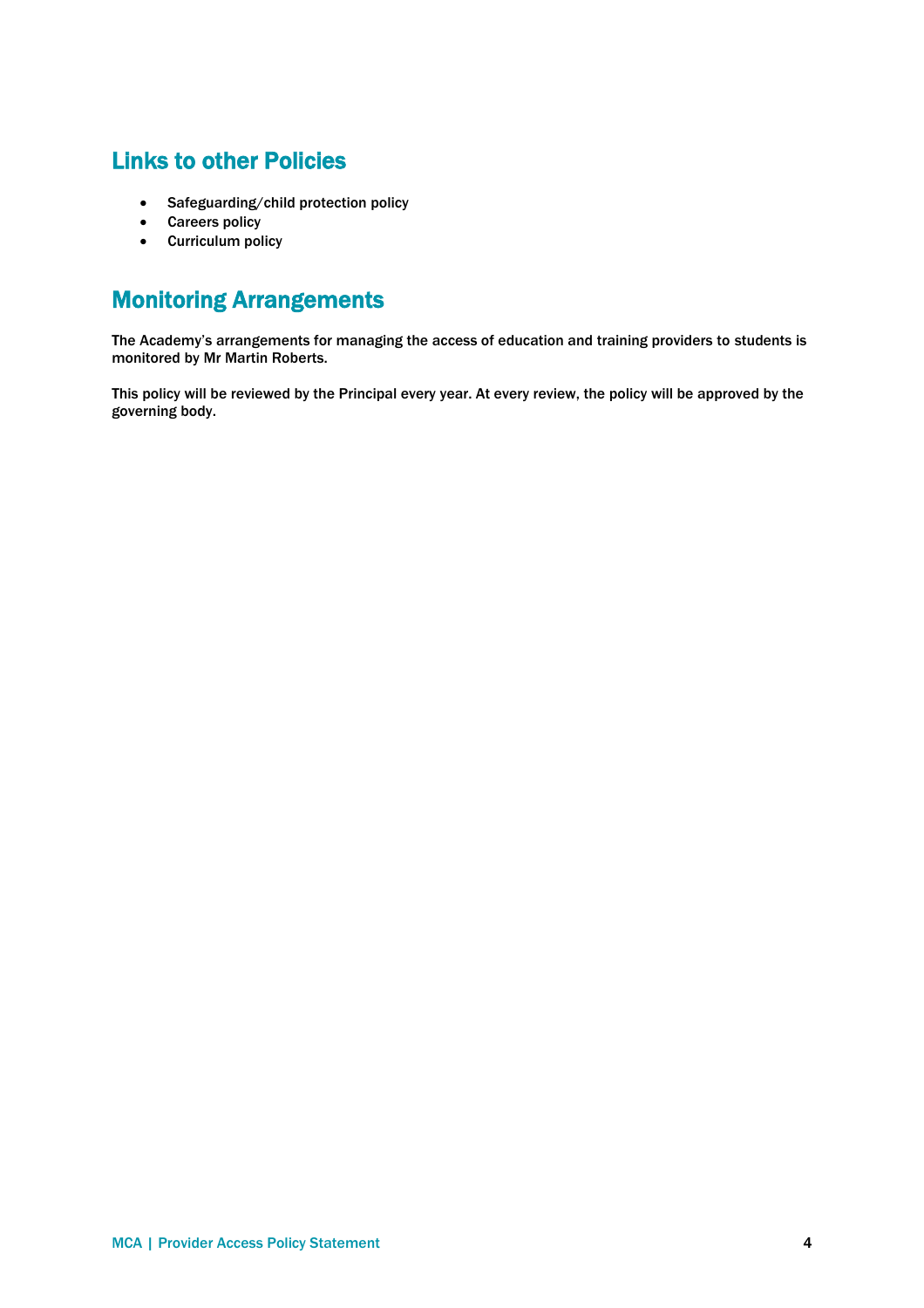## Links to other Policies

- Safeguarding/child protection policy
- Careers policy
- Curriculum policy

## Monitoring Arrangements

The Academy's arrangements for managing the access of education and training providers to students is monitored by Mr Martin Roberts.

This policy will be reviewed by the Principal every year. At every review, the policy will be approved by the governing body.